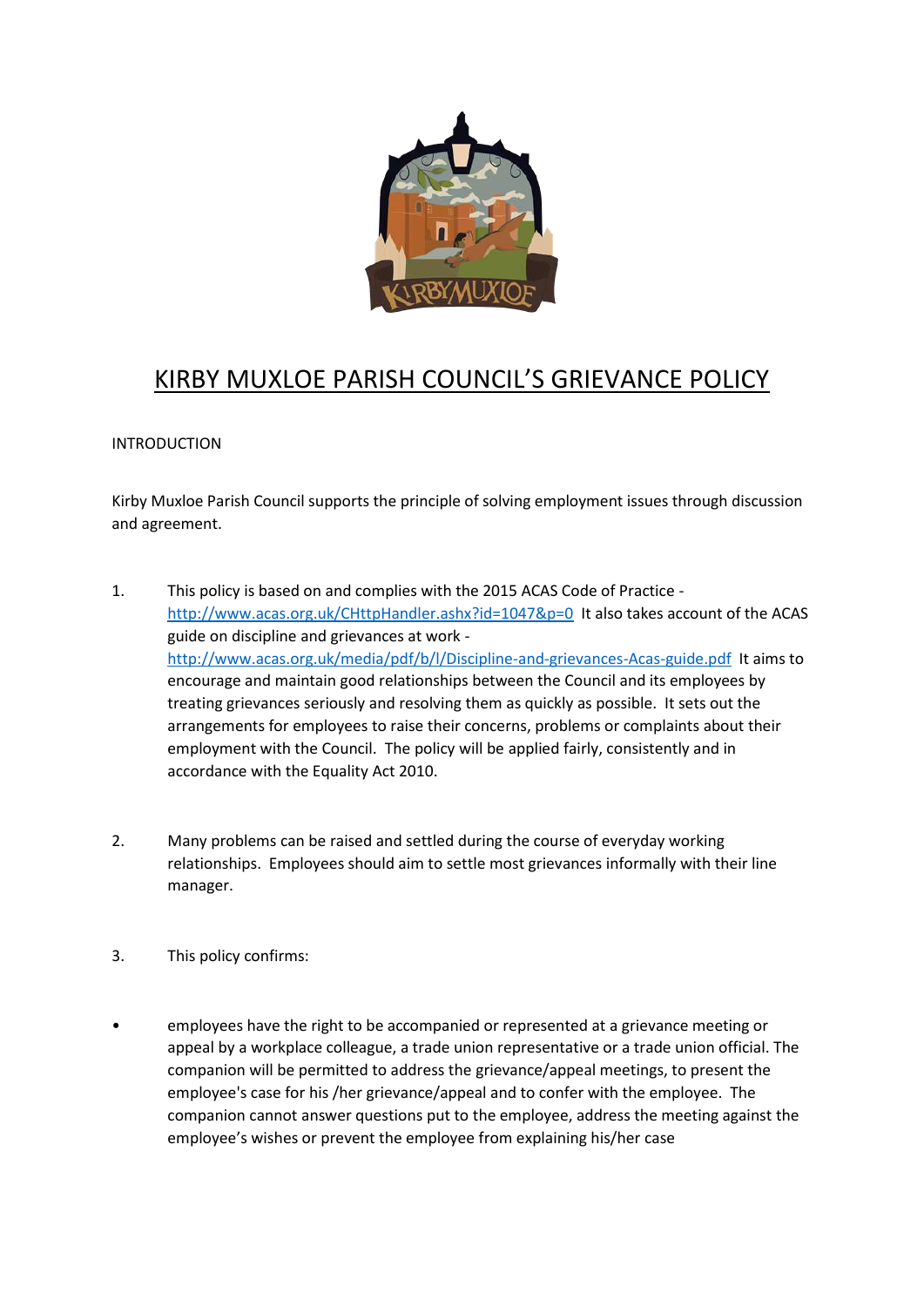# KIRBY MUXLOE PARISH COUNCIL'S GRIEVANCE POLICY

INTRODUCTION

Kirby Muxloe Parish Council supports the principle of solving employment issues through discussion and agreement.

1. This policy is based on and complies with the 2015 ACAS Code of Practice - http://www.acas.org.uk/CHttpHandler.ashx?id=1047&p=0 It also takes account of the ACAS guide on discipline and grievances at work - http://www.acas.org.uk/media/pdf/b/l/Discipline-and-grievances-Acas-guide.pdf It aims to encourage and maintain good relationships between the Council and its employees by treating grievances seriously and resolving them as quickly as possible. It sets out the arrangements for employees to raise their concerns, problems or complaints about their employment with the Council. The policy will be applied fairly, consistently and in accordance with the Equality Act 2010.

2. Many problems can be raised and settled during the course of everyday working relationships. Employees should aim to settle most grievances informally with their line manager.

3. This policy confirms:

- employees have the right to be accompanied or represented at a grievance meeting or appeal by a workplace colleague, a trade union representative or a trade union official. The companion will be permitted to address the grievance/appeal meetings, to present the employee's case for his /her grievance/appeal and to confer with the employee. The companion cannot answer questions put to the employee, address the meeting against the employee's wishes or prevent the employee from explaining his/her case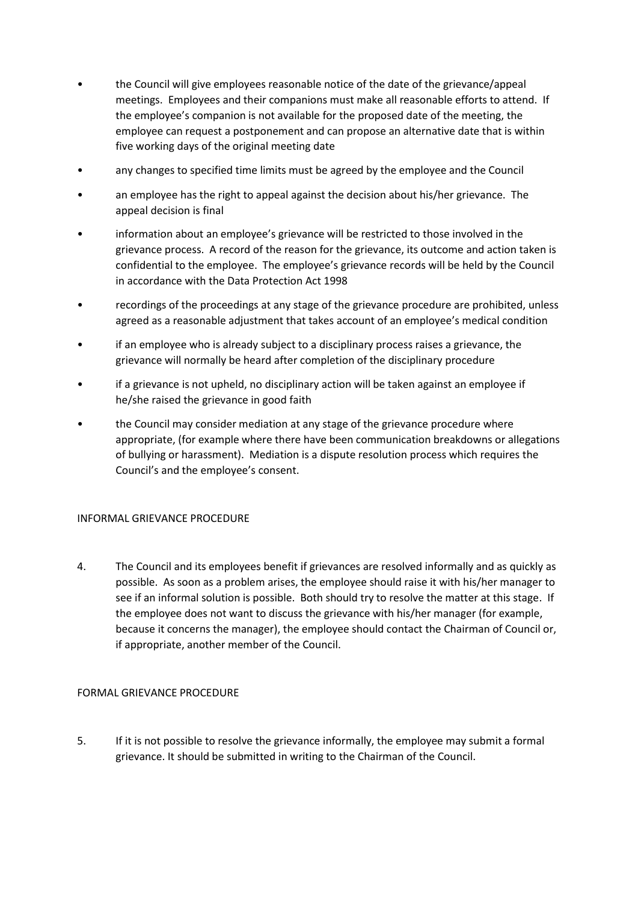- the Council will give employees reasonable notice of the date of the grievance/appeal meetings. Employees and their companions must make all reasonable efforts to attend. If the employee's companion is not available for the proposed date of the meeting, the employee can request a postponement and can propose an alternative date that is within five working days of the original meeting date
- any changes to specified time limits must be agreed by the employee and the Council
- an employee has the right to appeal against the decision about his/her grievance. The appeal decision is final
- information about an employee's grievance will be restricted to those involved in the grievance process. A record of the reason for the grievance, its outcome and action taken is confidential to the employee. The employee's grievance records will be held by the Council in accordance with the Data Protection Act 1998
- recordings of the proceedings at any stage of the grievance procedure are prohibited, unless agreed as a reasonable adjustment that takes account of an employee's medical condition
- if an employee who is already subject to a disciplinary process raises a grievance, the grievance will normally be heard after completion of the disciplinary procedure
- if a grievance is not upheld, no disciplinary action will be taken against an employee if he/she raised the grievance in good faith
- the Council may consider mediation at any stage of the grievance procedure where appropriate, (for example where there have been communication breakdowns or allegations of bullying or harassment). Mediation is a dispute resolution process which requires the Council's and the employee's consent.

## INFORMAL GRIEVANCE PROCEDURE

4. The Council and its employees benefit if grievances are resolved informally and as quickly as possible. As soon as a problem arises, the employee should raise it with his/her manager to see if an informal solution is possible. Both should try to resolve the matter at this stage. If the employee does not want to discuss the grievance with his/her manager (for example, because it concerns the manager), the employee should contact the Chairman of Council or, if appropriate, another member of the Council.

## FORMAL GRIEVANCE PROCEDURE

5. If it is not possible to resolve the grievance informally, the employee may submit a formal grievance. It should be submitted in writing to the Chairman of the Council.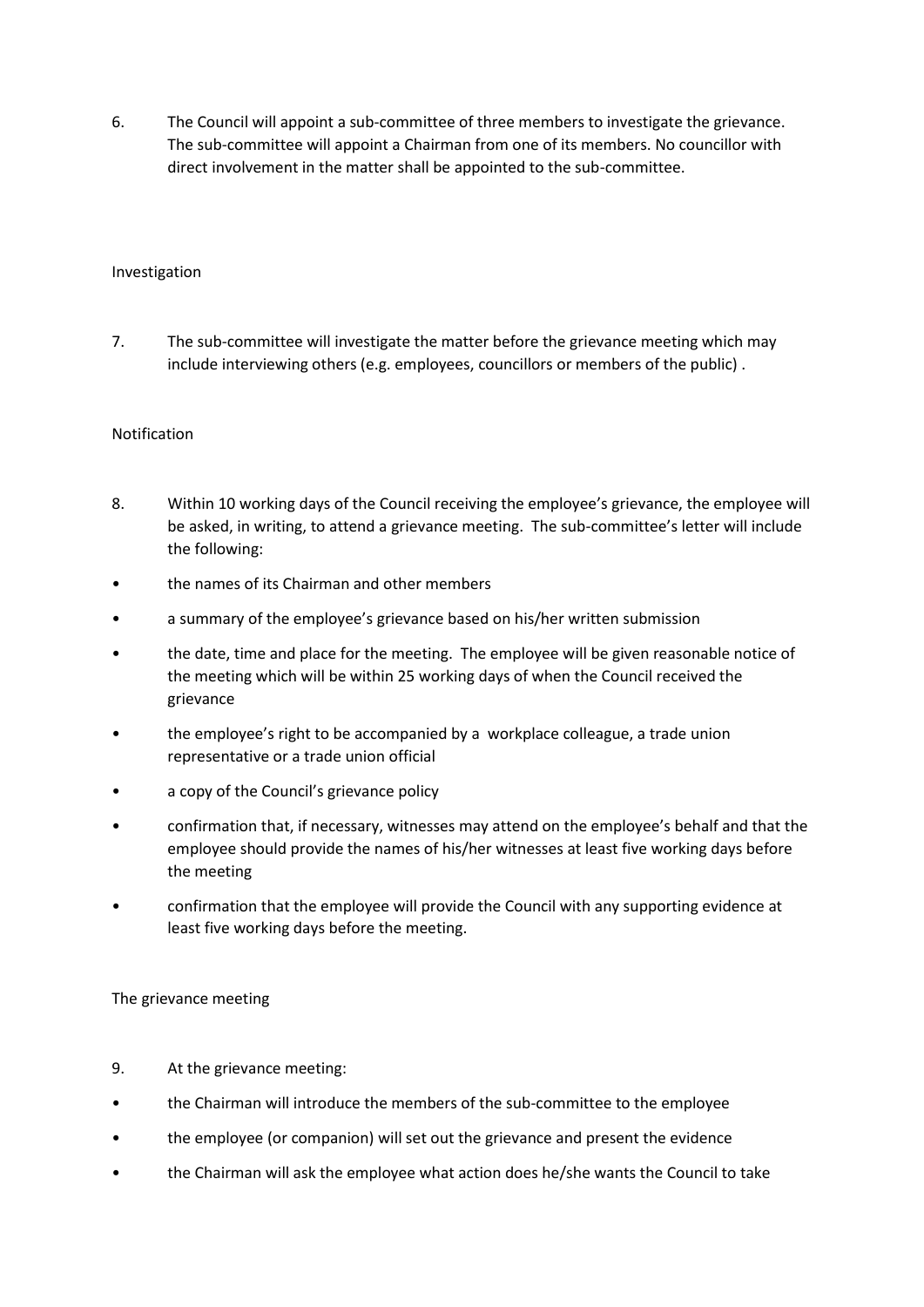6. The Council will appoint a sub-committee of three members to investigate the grievance. The sub-committee will appoint a Chairman from one of its members. No councillor with direct involvement in the matter shall be appointed to the sub-committee.

Investigation

7. The sub-committee will investigate the matter before the grievance meeting which may include interviewing others (e.g. employees, councillors or members of the public) .

Notification

8. Within 10 working days of the Council receiving the employee's grievance, the employee will be asked, in writing, to attend a grievance meeting. The sub-committee's letter will include the following:

- the names of its Chairman and other members
- a summary of the employee's grievance based on his/her written submission
- the date, time and place for the meeting. The employee will be given reasonable notice of the meeting which will be within 25 working days of when the Council received the grievance
- the employee's right to be accompanied by a workplace colleague, a trade union representative or a trade union official
- a copy of the Council's grievance policy
- confirmation that, if necessary, witnesses may attend on the employee's behalf and that the employee should provide the names of his/her witnesses at least five working days before the meeting
- confirmation that the employee will provide the Council with any supporting evidence at least five working days before the meeting.

The grievance meeting

9. At the grievance meeting:

- the Chairman will introduce the members of the sub-committee to the employee
- the employee (or companion) will set out the grievance and present the evidence
- the Chairman will ask the employee what action does he/she wants the Council to take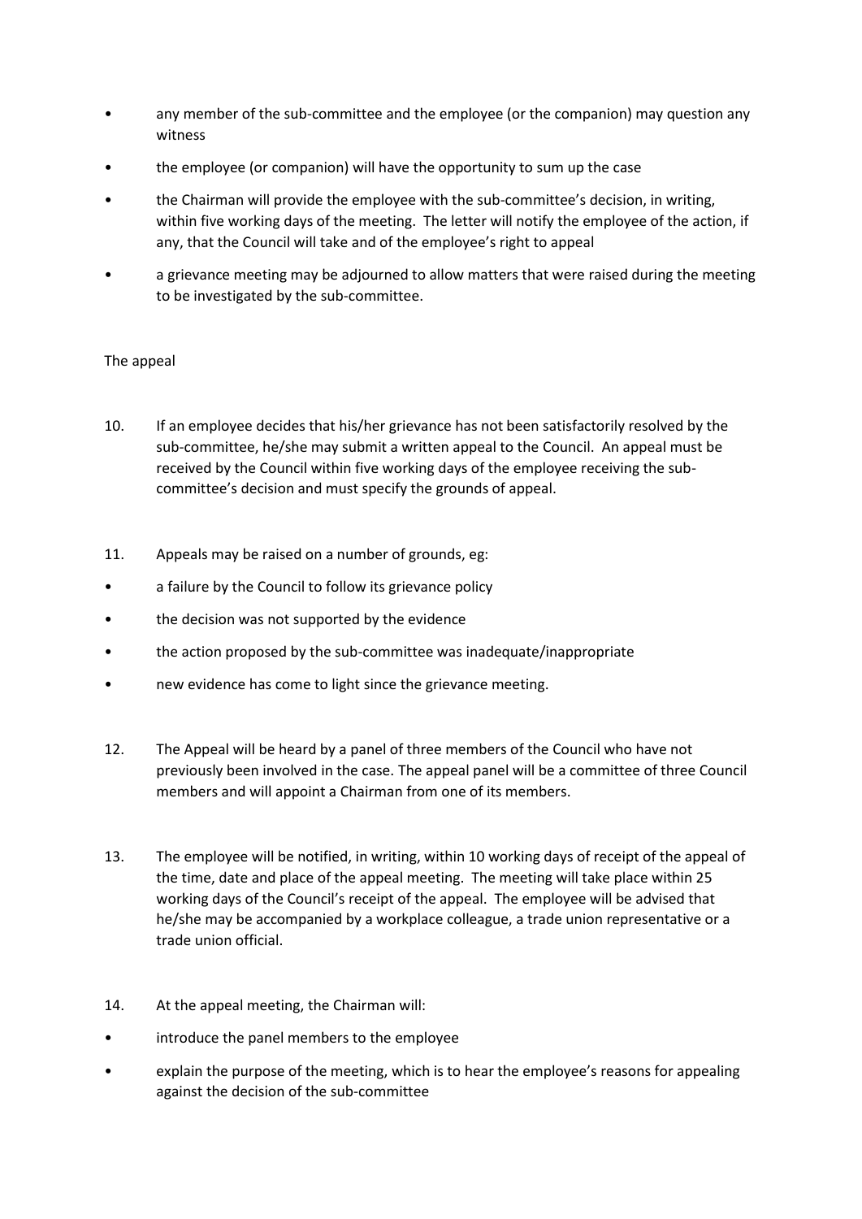- any member of the sub-committee and the employee (or the companion) may question any witness
- the employee (or companion) will have the opportunity to sum up the case
- the Chairman will provide the employee with the sub-committee's decision, in writing, within five working days of the meeting. The letter will notify the employee of the action, if any, that the Council will take and of the employee's right to appeal
- a grievance meeting may be adjourned to allow matters that were raised during the meeting to be investigated by the sub-committee.

The appeal

10. If an employee decides that his/her grievance has not been satisfactorily resolved by the sub-committee, he/she may submit a written appeal to the Council. An appeal must be received by the Council within five working days of the employee receiving the sub-committee's decision and must specify the grounds of appeal.

11. Appeals may be raised on a number of grounds, eg:

- a failure by the Council to follow its grievance policy
- the decision was not supported by the evidence
- the action proposed by the sub-committee was inadequate/inappropriate
- new evidence has come to light since the grievance meeting.

12. The Appeal will be heard by a panel of three members of the Council who have not previously been involved in the case. The appeal panel will be a committee of three Council members and will appoint a Chairman from one of its members.

13. The employee will be notified, in writing, within 10 working days of receipt of the appeal of the time, date and place of the appeal meeting. The meeting will take place within 25 working days of the Council's receipt of the appeal. The employee will be advised that he/she may be accompanied by a workplace colleague, a trade union representative or a trade union official.

14. At the appeal meeting, the Chairman will:

- introduce the panel members to the employee
- explain the purpose of the meeting, which is to hear the employee's reasons for appealing against the decision of the sub-committee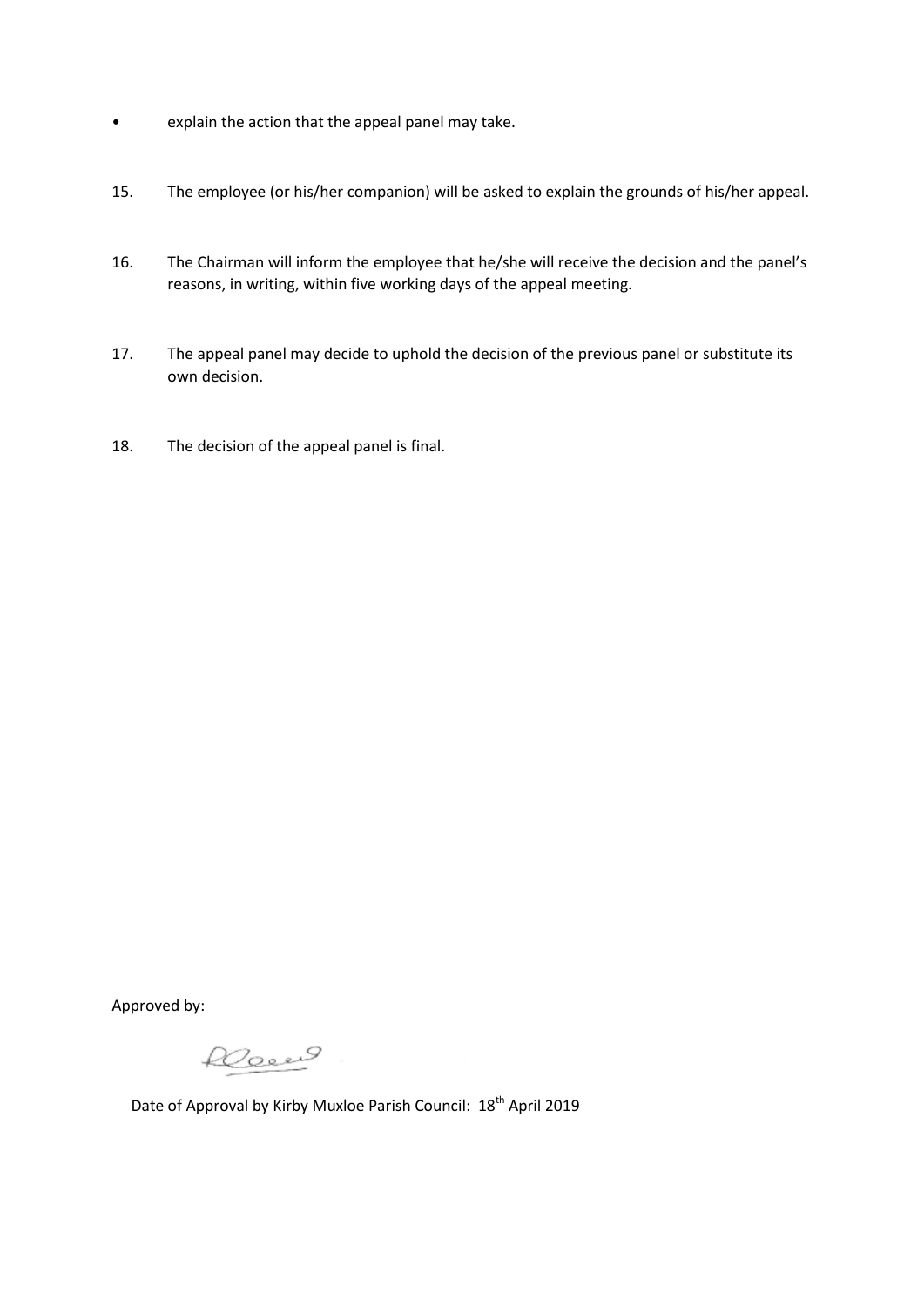- explain the action that the appeal panel may take.

15. The employee (or his/her companion) will be asked to explain the grounds of his/her appeal.

16. The Chairman will inform the employee that he/she will receive the decision and the panel's reasons, in writing, within five working days of the appeal meeting.

17. The appeal panel may decide to uphold the decision of the previous panel or substitute its own decision.

18. The decision of the appeal panel is final.

Approved by:

Date of Approval by Kirby Muxloe Parish Council: 18th April 2019